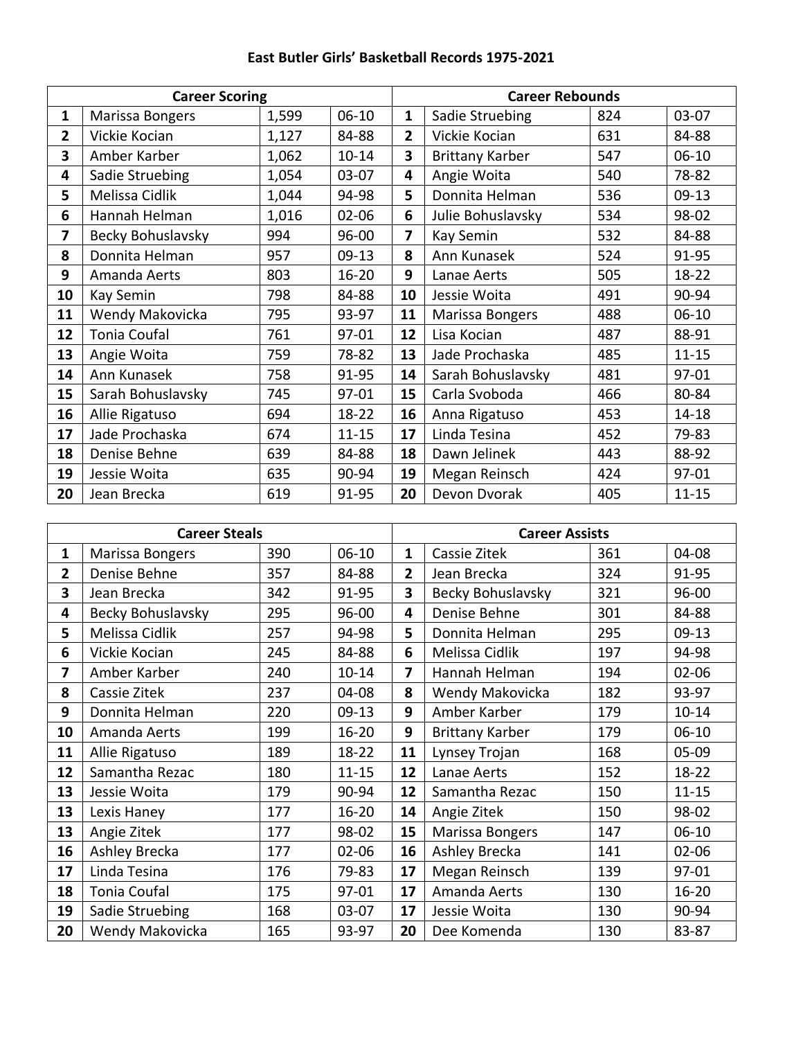# East Butler Girls' Basketball Records 1975-2021

| Career Scoring | | | | Career Rebounds | | | |
|---|---|---|---|---|---|---|---|
| 1 | Marissa Bongers | 1,599 | 06-10 | 1 | Sadie Struebing | 824 | 03-07 |
| 2 | Vickie Kocian | 1,127 | 84-88 | 2 | Vickie Kocian | 631 | 84-88 |
| 3 | Amber Karber | 1,062 | 10-14 | 3 | Brittany Karber | 547 | 06-10 |
| 4 | Sadie Struebing | 1,054 | 03-07 | 4 | Angie Woita | 540 | 78-82 |
| 5 | Melissa Cidlik | 1,044 | 94-98 | 5 | Donnita Helman | 536 | 09-13 |
| 6 | Hannah Helman | 1,016 | 02-06 | 6 | Julie Bohuslavsky | 534 | 98-02 |
| 7 | Becky Bohuslavsky | 994 | 96-00 | 7 | Kay Semin | 532 | 84-88 |
| 8 | Donnita Helman | 957 | 09-13 | 8 | Ann Kunasek | 524 | 91-95 |
| 9 | Amanda Aerts | 803 | 16-20 | 9 | Lanae Aerts | 505 | 18-22 |
| 10 | Kay Semin | 798 | 84-88 | 10 | Jessie Woita | 491 | 90-94 |
| 11 | Wendy Makovicka | 795 | 93-97 | 11 | Marissa Bongers | 488 | 06-10 |
| 12 | Tonia Coufal | 761 | 97-01 | 12 | Lisa Kocian | 487 | 88-91 |
| 13 | Angie Woita | 759 | 78-82 | 13 | Jade Prochaska | 485 | 11-15 |
| 14 | Ann Kunasek | 758 | 91-95 | 14 | Sarah Bohuslavsky | 481 | 97-01 |
| 15 | Sarah Bohuslavsky | 745 | 97-01 | 15 | Carla Svoboda | 466 | 80-84 |
| 16 | Allie Rigatuso | 694 | 18-22 | 16 | Anna Rigatuso | 453 | 14-18 |
| 17 | Jade Prochaska | 674 | 11-15 | 17 | Linda Tesina | 452 | 79-83 |
| 18 | Denise Behne | 639 | 84-88 | 18 | Dawn Jelinek | 443 | 88-92 |
| 19 | Jessie Woita | 635 | 90-94 | 19 | Megan Reinsch | 424 | 97-01 |
| 20 | Jean Brecka | 619 | 91-95 | 20 | Devon Dvorak | 405 | 11-15 |

| Career Steals | | | | Career Assists | | | |
|---|---|---|---|---|---|---|---|
| 1 | Marissa Bongers | 390 | 06-10 | 1 | Cassie Zitek | 361 | 04-08 |
| 2 | Denise Behne | 357 | 84-88 | 2 | Jean Brecka | 324 | 91-95 |
| 3 | Jean Brecka | 342 | 91-95 | 3 | Becky Bohuslavsky | 321 | 96-00 |
| 4 | Becky Bohuslavsky | 295 | 96-00 | 4 | Denise Behne | 301 | 84-88 |
| 5 | Melissa Cidlik | 257 | 94-98 | 5 | Donnita Helman | 295 | 09-13 |
| 6 | Vickie Kocian | 245 | 84-88 | 6 | Melissa Cidlik | 197 | 94-98 |
| 7 | Amber Karber | 240 | 10-14 | 7 | Hannah Helman | 194 | 02-06 |
| 8 | Cassie Zitek | 237 | 04-08 | 8 | Wendy Makovicka | 182 | 93-97 |
| 9 | Donnita Helman | 220 | 09-13 | 9 | Amber Karber | 179 | 10-14 |
| 10 | Amanda Aerts | 199 | 16-20 | 9 | Brittany Karber | 179 | 06-10 |
| 11 | Allie Rigatuso | 189 | 18-22 | 11 | Lynsey Trojan | 168 | 05-09 |
| 12 | Samantha Rezac | 180 | 11-15 | 12 | Lanae Aerts | 152 | 18-22 |
| 13 | Jessie Woita | 179 | 90-94 | 12 | Samantha Rezac | 150 | 11-15 |
| 13 | Lexis Haney | 177 | 16-20 | 14 | Angie Zitek | 150 | 98-02 |
| 13 | Angie Zitek | 177 | 98-02 | 15 | Marissa Bongers | 147 | 06-10 |
| 16 | Ashley Brecka | 177 | 02-06 | 16 | Ashley Brecka | 141 | 02-06 |
| 17 | Linda Tesina | 176 | 79-83 | 17 | Megan Reinsch | 139 | 97-01 |
| 18 | Tonia Coufal | 175 | 97-01 | 17 | Amanda Aerts | 130 | 16-20 |
| 19 | Sadie Struebing | 168 | 03-07 | 17 | Jessie Woita | 130 | 90-94 |
| 20 | Wendy Makovicka | 165 | 93-97 | 20 | Dee Komenda | 130 | 83-87 |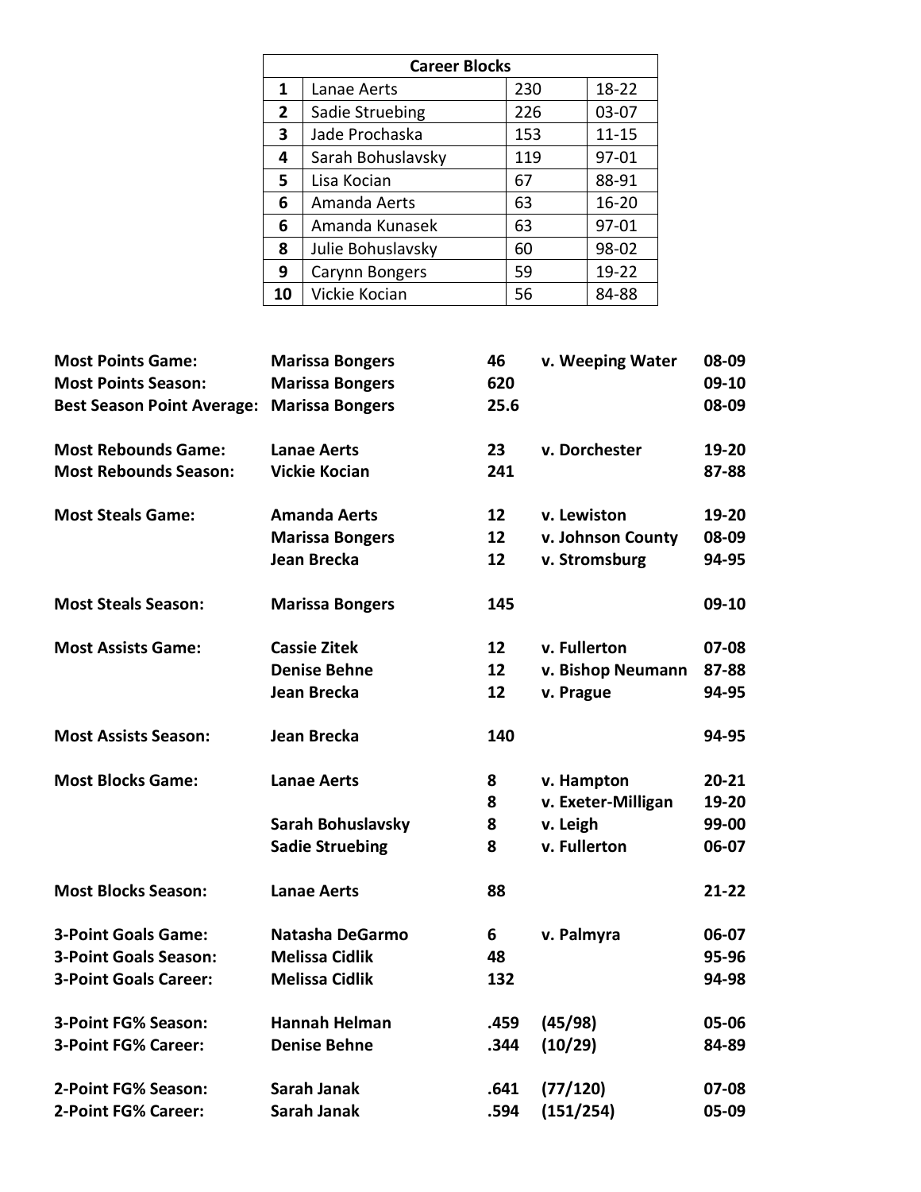| Career Blocks | | | |
|---|---|---|---|
| 1 | Lanae Aerts | 230 | 18-22 |
| 2 | Sadie Struebing | 226 | 03-07 |
| 3 | Jade Prochaska | 153 | 11-15 |
| 4 | Sarah Bohuslavsky | 119 | 97-01 |
| 5 | Lisa Kocian | 67 | 88-91 |
| 6 | Amanda Aerts | 63 | 16-20 |
| 6 | Amanda Kunasek | 63 | 97-01 |
| 8 | Julie Bohuslavsky | 60 | 98-02 |
| 9 | Carynn Bongers | 59 | 19-22 |
| 10 | Vickie Kocian | 56 | 84-88 |

| | | | | |
|---|---|---|---|---|
| **Most Points Game:** | **Marissa Bongers** | **46** | **v. Weeping Water** | **08-09** |
| **Most Points Season:** | **Marissa Bongers** | **620** | | **09-10** |
| **Best Season Point Average:** | **Marissa Bongers** | **25.6** | | **08-09** |
| | | | | |
| **Most Rebounds Game:** | **Lanae Aerts** | **23** | **v. Dorchester** | **19-20** |
| **Most Rebounds Season:** | **Vickie Kocian** | **241** | | **87-88** |
| | | | | |
| **Most Steals Game:** | **Amanda Aerts** | **12** | **v. Lewiston** | **19-20** |
| | **Marissa Bongers** | **12** | **v. Johnson County** | **08-09** |
| | **Jean Brecka** | **12** | **v. Stromsburg** | **94-95** |
| | | | | |
| **Most Steals Season:** | **Marissa Bongers** | **145** | | **09-10** |
| | | | | |
| **Most Assists Game:** | **Cassie Zitek** | **12** | **v. Fullerton** | **07-08** |
| | **Denise Behne** | **12** | **v. Bishop Neumann** | **87-88** |
| | **Jean Brecka** | **12** | **v. Prague** | **94-95** |
| | | | | |
| **Most Assists Season:** | **Jean Brecka** | **140** | | **94-95** |
| | | | | |
| **Most Blocks Game:** | **Lanae Aerts** | **8** | **v. Hampton** | **20-21** |
| | | **8** | **v. Exeter-Milligan** | **19-20** |
| | **Sarah Bohuslavsky** | **8** | **v. Leigh** | **99-00** |
| | **Sadie Struebing** | **8** | **v. Fullerton** | **06-07** |
| | | | | |
| **Most Blocks Season:** | **Lanae Aerts** | **88** | | **21-22** |
| | | | | |
| **3-Point Goals Game:** | **Natasha DeGarmo** | **6** | **v. Palmyra** | **06-07** |
| **3-Point Goals Season:** | **Melissa Cidlik** | **48** | | **95-96** |
| **3-Point Goals Career:** | **Melissa Cidlik** | **132** | | **94-98** |
| | | | | |
| **3-Point FG% Season:** | **Hannah Helman** | **.459** | **(45/98)** | **05-06** |
| **3-Point FG% Career:** | **Denise Behne** | **.344** | **(10/29)** | **84-89** |
| | | | | |
| **2-Point FG% Season:** | **Sarah Janak** | **.641** | **(77/120)** | **07-08** |
| **2-Point FG% Career:** | **Sarah Janak** | **.594** | **(151/254)** | **05-09** |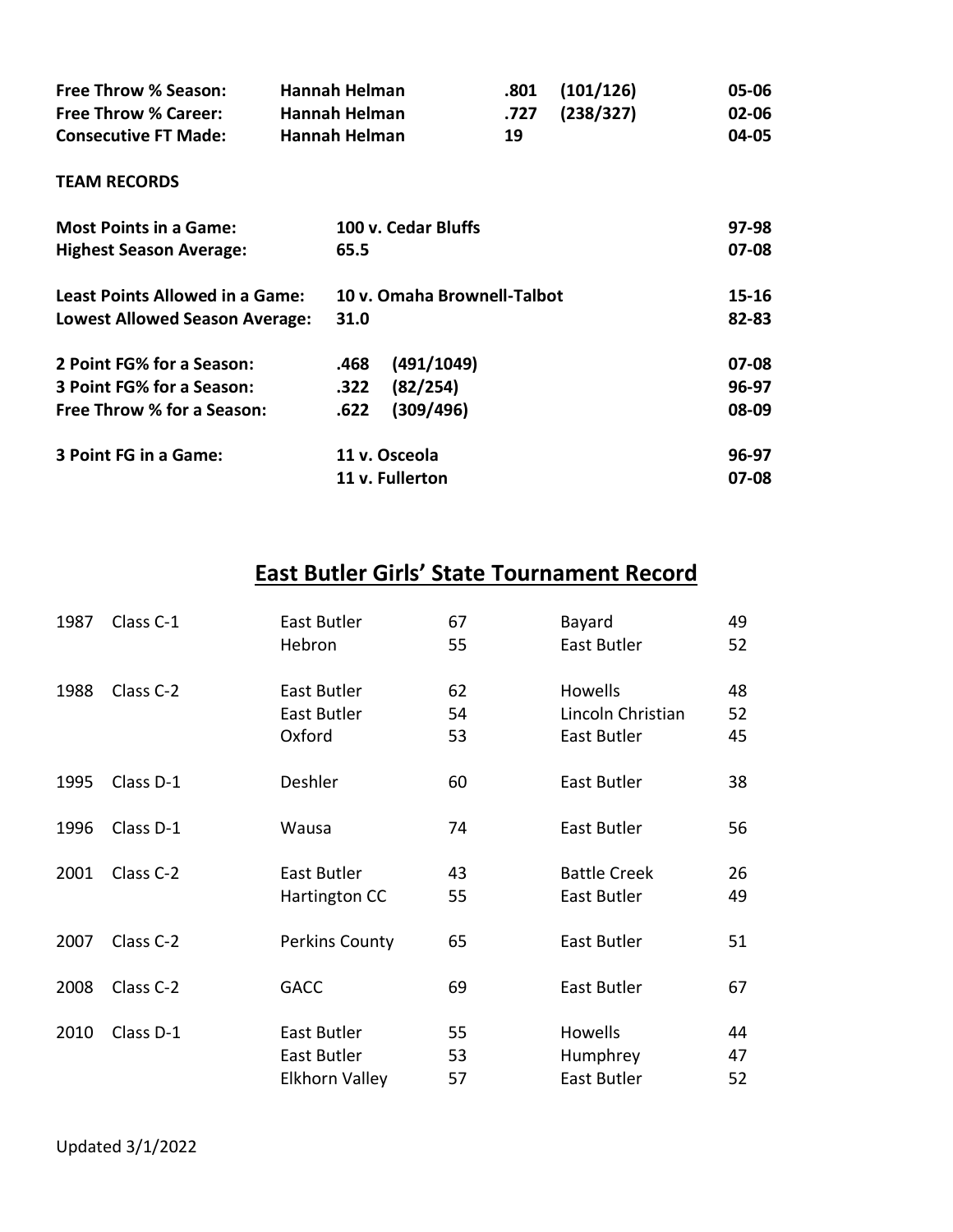| | | | | |
|---|---|---|---|---|
| **Free Throw % Season:** | **Hannah Helman** | **.801** | **(101/126)** | **05-06** |
| **Free Throw % Career:** | **Hannah Helman** | **.727** | **(238/327)** | **02-06** |
| **Consecutive FT Made:** | **Hannah Helman** | **19** | | **04-05** |

**TEAM RECORDS**

| | | | |
|---|---|---|---|
| **Most Points in a Game:** | **100 v. Cedar Bluffs** | | **97-98** |
| **Highest Season Average:** | **65.5** | | **07-08** |
| **Least Points Allowed in a Game:** | **10 v. Omaha Brownell-Talbot** | | **15-16** |
| **Lowest Allowed Season Average:** | **31.0** | | **82-83** |
| **2 Point FG% for a Season:** | **.468** | **(491/1049)** | **07-08** |
| **3 Point FG% for a Season:** | **.322** | **(82/254)** | **96-97** |
| **Free Throw % for a Season:** | **.622** | **(309/496)** | **08-09** |
| **3 Point FG in a Game:** | **11 v. Osceola** | | **96-97** |
| | **11 v. Fullerton** | | **07-08** |

## East Butler Girls' State Tournament Record

| | | | | | |
|---|---|---|---|---|---|
| 1987 | Class C-1 | East Butler | 67 | Bayard | 49 |
| | | Hebron | 55 | East Butler | 52 |
| 1988 | Class C-2 | East Butler | 62 | Howells | 48 |
| | | East Butler | 54 | Lincoln Christian | 52 |
| | | Oxford | 53 | East Butler | 45 |
| 1995 | Class D-1 | Deshler | 60 | East Butler | 38 |
| 1996 | Class D-1 | Wausa | 74 | East Butler | 56 |
| 2001 | Class C-2 | East Butler | 43 | Battle Creek | 26 |
| | | Hartington CC | 55 | East Butler | 49 |
| 2007 | Class C-2 | Perkins County | 65 | East Butler | 51 |
| 2008 | Class C-2 | GACC | 69 | East Butler | 67 |
| 2010 | Class D-1 | East Butler | 55 | Howells | 44 |
| | | East Butler | 53 | Humphrey | 47 |
| | | Elkhorn Valley | 57 | East Butler | 52 |

Updated 3/1/2022